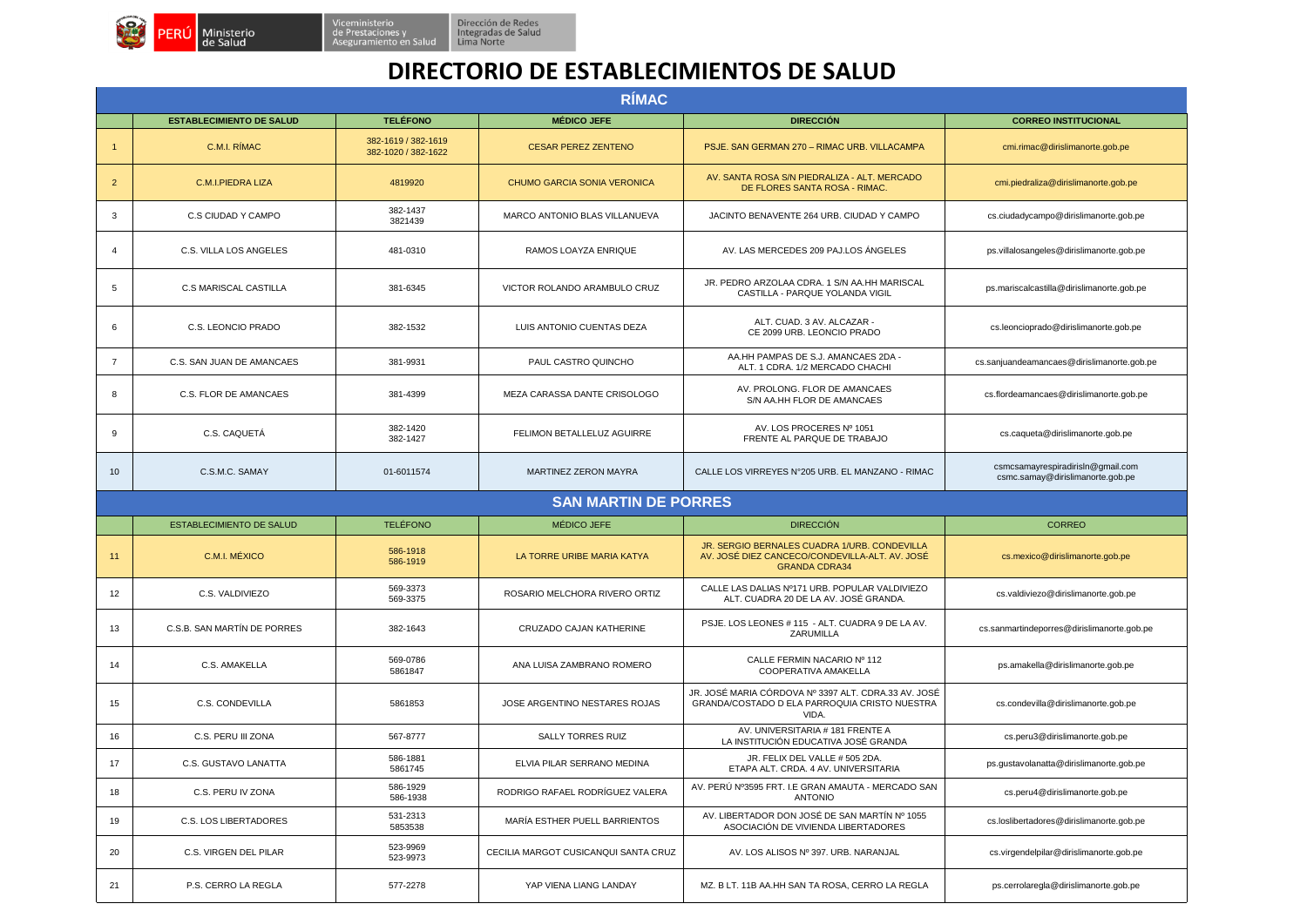Ministerio de Salud | Viceministerio de Prestaciones y Aseguramiento en Salud | Dirección de Redes Integradas de Salud Lima Norte

# DIRECTORIO DE ESTABLECIMIENTOS DE SALUD

## RÍMAC

| | ESTABLECIMIENTO DE SALUD | TELÉFONO | MÉDICO JEFE | DIRECCIÓN | CORREO INSTITUCIONAL |
|---|---|---|---|---|---|
| 1 | C.M.I. RÍMAC | 382-1619 / 382-1619 382-1020 / 382-1622 | CESAR PEREZ ZENTENO | PSJE. SAN GERMAN 270 – RIMAC URB. VILLACAMPA | cmi.rimac@dirislimanorte.gob.pe |
| 2 | C.M.I.PIEDRA LIZA | 4819920 | CHUMO GARCIA SONIA VERONICA | AV. SANTA ROSA S/N PIEDRALIZA - ALT. MERCADO DE FLORES SANTA ROSA - RIMAC. | cmi.piedraliza@dirislimanorte.gob.pe |
| 3 | C.S CIUDAD Y CAMPO | 382-1437 3821439 | MARCO ANTONIO BLAS VILLANUEVA | JACINTO BENAVENTE 264 URB. CIUDAD Y CAMPO | cs.ciudadycampo@dirislimanorte.gob.pe |
| 4 | C.S. VILLA LOS ANGELES | 481-0310 | RAMOS LOAYZA ENRIQUE | AV. LAS MERCEDES 209 PAJ.LOS ÁNGELES | ps.villalosangeles@dirislimanorte.gob.pe |
| 5 | C.S MARISCAL CASTILLA | 381-6345 | VICTOR ROLANDO ARAMBULO CRUZ | JR. PEDRO ARZOLAA CDRA. 1 S/N AA.HH MARISCAL CASTILLA - PARQUE YOLANDA VIGIL | ps.mariscalcastilla@dirislimanorte.gob.pe |
| 6 | C.S. LEONCIO PRADO | 382-1532 | LUIS ANTONIO CUENTAS DEZA | ALT. CUAD. 3 AV. ALCAZAR - CE 2099 URB. LEONCIO PRADO | cs.leoncioprado@dirislimanorte.gob.pe |
| 7 | C.S. SAN JUAN DE AMANCAES | 381-9931 | PAUL CASTRO QUINCHO | AA.HH PAMPAS DE S.J. AMANCAES 2DA - ALT. 1 CDRA. 1/2 MERCADO CHACHI | cs.sanjuandeamancaes@dirislimanorte.gob.pe |
| 8 | C.S. FLOR DE AMANCAES | 381-4399 | MEZA CARASSA DANTE CRISOLOGO | AV. PROLONG. FLOR DE AMANCAES S/N AA.HH FLOR DE AMANCAES | cs.flordeamancaes@dirislimanorte.gob.pe |
| 9 | C.S. CAQUETÁ | 382-1420 382-1427 | FELIMON BETALLELUZ AGUIRRE | AV. LOS PROCERES Nº 1051 FRENTE AL PARQUE DE TRABAJO | cs.caqueta@dirislimanorte.gob.pe |
| 10 | C.S.M.C. SAMAY | 01-6011574 | MARTINEZ ZERON MAYRA | CALLE LOS VIRREYES N°205 URB. EL MANZANO - RIMAC | csmcsamayrespiradirisln@gmail.com csmc.samay@dirislimanorte.gob.pe |

## SAN MARTIN DE PORRES

| | ESTABLECIMIENTO DE SALUD | TELÉFONO | MÉDICO JEFE | DIRECCIÓN | CORREO |
|---|---|---|---|---|---|
| 11 | C.M.I. MÉXICO | 586-1918 586-1919 | LA TORRE URIBE MARIA KATYA | JR. SERGIO BERNALES CUADRA 1/URB. CONDEVILLA AV. JOSÉ DIEZ CANCECO/CONDEVILLA-ALT. AV. JOSÉ GRANDA CDRA34 | cs.mexico@dirislimanorte.gob.pe |
| 12 | C.S. VALDIVIEZO | 569-3373 569-3375 | ROSARIO MELCHORA RIVERO ORTIZ | CALLE LAS DALIAS Nº171 URB. POPULAR VALDIVIEZO ALT. CUADRA 20 DE LA AV. JOSÉ GRANDA. | cs.valdiviezo@dirislimanorte.gob.pe |
| 13 | C.S.B. SAN MARTÍN DE PORRES | 382-1643 | CRUZADO CAJAN KATHERINE | PSJE. LOS LEONES # 115 - ALT. CUADRA 9 DE LA AV. ZARUMILLA | cs.sanmartindeporres@dirislimanorte.gob.pe |
| 14 | C.S. AMAKELLA | 569-0786 5861847 | ANA LUISA ZAMBRANO ROMERO | CALLE FERMIN NACARIO Nº 112 COOPERATIVA AMAKELLA | ps.amakella@dirislimanorte.gob.pe |
| 15 | C.S. CONDEVILLA | 5861853 | JOSE ARGENTINO NESTARES ROJAS | JR. JOSÉ MARIA CÓRDOVA Nº 3397 ALT. CDRA.33 AV. JOSÉ GRANDA/COSTADO D ELA PARROQUIA CRISTO NUESTRA VIDA. | cs.condevilla@dirislimanorte.gob.pe |
| 16 | C.S. PERU III ZONA | 567-8777 | SALLY TORRES RUIZ | AV. UNIVERSITARIA # 181 FRENTE A LA INSTITUCIÓN EDUCATIVA JOSÉ GRANDA | cs.peru3@dirislimanorte.gob.pe |
| 17 | C.S. GUSTAVO LANATTA | 586-1881 5861745 | ELVIA PILAR SERRANO MEDINA | JR. FELIX DEL VALLE # 505 2DA. ETAPA ALT. CRDA. 4 AV. UNIVERSITARIA | ps.gustavolanatta@dirislimanorte.gob.pe |
| 18 | C.S. PERU IV ZONA | 586-1929 586-1938 | RODRIGO RAFAEL RODRÍGUEZ VALERA | AV. PERÚ Nº3595 FRT. I.E GRAN AMAUTA - MERCADO SAN ANTONIO | cs.peru4@dirislimanorte.gob.pe |
| 19 | C.S. LOS LIBERTADORES | 531-2313 5853538 | MARÍA ESTHER PUELL BARRIENTOS | AV. LIBERTADOR DON JOSÉ DE SAN MARTÍN Nº 1055 ASOCIACIÓN DE VIVIENDA LIBERTADORES | cs.loslibertadores@dirislimanorte.gob.pe |
| 20 | C.S. VIRGEN DEL PILAR | 523-9969 523-9973 | CECILIA MARGOT CUSICANQUI SANTA CRUZ | AV. LOS ALISOS Nº 397. URB. NARANJAL | cs.virgendelpilar@dirislimanorte.gob.pe |
| 21 | P.S. CERRO LA REGLA | 577-2278 | YAP VIENA LIANG LANDAY | MZ. B LT. 11B AA.HH SAN TA ROSA, CERRO LA REGLA | ps.cerrolaregla@dirislimanorte.gob.pe |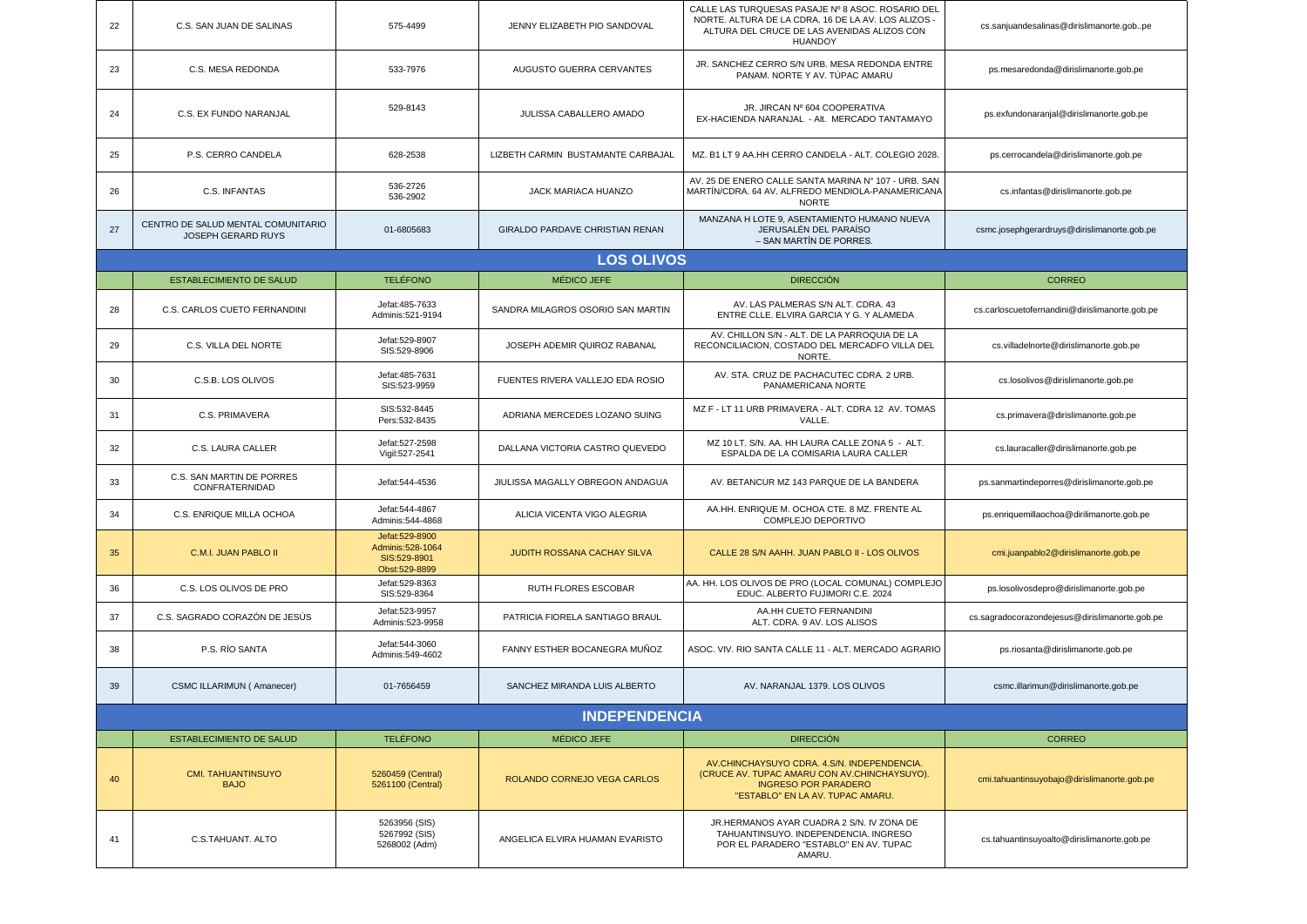| | | | | | |
|---|---|---|---|---|---|
| 22 | C.S. SAN JUAN DE SALINAS | 575-4499 | JENNY ELIZABETH PIO SANDOVAL | CALLE LAS TURQUESAS PASAJE Nº 8 ASOC. ROSARIO DEL NORTE. ALTURA DE LA CDRA. 16 DE LA AV. LOS ALIZOS - ALTURA DEL CRUCE DE LAS AVENIDAS ALIZOS CON HUANDOY | cs.sanjuandesalinas@dirislimanorte.gob..pe |
| 23 | C.S. MESA REDONDA | 533-7976 | AUGUSTO GUERRA CERVANTES | JR. SANCHEZ CERRO S/N URB. MESA REDONDA ENTRE PANAM. NORTE Y AV. TÚPAC AMARU | ps.mesaredonda@dirislimanorte.gob.pe |
| 24 | C.S. EX FUNDO NARANJAL | 529-8143 | JULISSA CABALLERO AMADO | JR. JIRCAN Nº 604 COOPERATIVA EX-HACIENDA NARANJAL - Alt. MERCADO TANTAMAYO | ps.exfundonaranjal@dirislimanorte.gob.pe |
| 25 | P.S. CERRO CANDELA | 628-2538 | LIZBETH CARMIN BUSTAMANTE CARBAJAL | MZ. B1 LT 9 AA.HH CERRO CANDELA - ALT. COLEGIO 2028. | ps.cerrocandela@dirislimanorte.gob.pe |
| 26 | C.S. INFANTAS | 536-2726<br>536-2902 | JACK MARIACA HUANZO | AV. 25 DE ENERO CALLE SANTA MARINA N° 107 - URB. SAN MARTÍN/CDRA. 64 AV. ALFREDO MENDIOLA-PANAMERICANA NORTE | cs.infantas@dirislimanorte.gob.pe |
| 27 | CENTRO DE SALUD MENTAL COMUNITARIO JOSEPH GERARD RUYS | 01-6805683 | GIRALDO PARDAVE CHRISTIAN RENAN | MANZANA H LOTE 9, ASENTAMIENTO HUMANO NUEVA JERUSALÉN DEL PARAÍSO – SAN MARTÍN DE PORRES. | csmc.josephgerardruys@dirislimanorte.gob.pe |

## LOS OLIVOS

| | ESTABLECIMIENTO DE SALUD | TELÉFONO | MÉDICO JEFE | DIRECCIÓN | CORREO |
|---|---|---|---|---|---|
| 28 | C.S. CARLOS CUETO FERNANDINI | Jefat:485-7633<br>Adminis:521-9194 | SANDRA MILAGROS OSORIO SAN MARTIN | AV. LAS PALMERAS S/N ALT. CDRA. 43 ENTRE CLLE. ELVIRA GARCIA Y G. Y ALAMEDA | cs.carloscuetofernandini@dirislimanorte.gob.pe |
| 29 | C.S. VILLA DEL NORTE | Jefat:529-8907<br>SIS:529-8906 | JOSEPH ADEMIR QUIROZ RABANAL | AV. CHILLON S/N - ALT. DE LA PARROQUIA DE LA RECONCILIACION, COSTADO DEL MERCADFO VILLA DEL NORTE. | cs.villadelnorte@dirislimanorte.gob.pe |
| 30 | C.S.B. LOS OLIVOS | Jefat:485-7631<br>SIS:523-9959 | FUENTES RIVERA VALLEJO EDA ROSIO | AV. STA. CRUZ DE PACHACUTEC CDRA. 2 URB. PANAMERICANA NORTE | cs.losolivos@dirislimanorte.gob.pe |
| 31 | C.S. PRIMAVERA | SIS:532-8445<br>Pers:532-8435 | ADRIANA MERCEDES LOZANO SUING | MZ F - LT 11 URB PRIMAVERA - ALT. CDRA 12 AV. TOMAS VALLE. | cs.primavera@dirislimanorte.gob.pe |
| 32 | C.S. LAURA CALLER | Jefat:527-2598<br>Vigil:527-2541 | DALLANA VICTORIA CASTRO QUEVEDO | MZ 10 LT. S/N. AA. HH LAURA CALLE ZONA 5 - ALT. ESPALDA DE LA COMISARIA LAURA CALLER | cs.lauracaller@dirislimanorte.gob.pe |
| 33 | C.S. SAN MARTIN DE PORRES CONFRATERNIDAD | Jefat:544-4536 | JIULISSA MAGALLY OBREGON ANDAGUA | AV. BETANCUR MZ 143 PARQUE DE LA BANDERA | ps.sanmartindeporres@dirislimanorte.gob.pe |
| 34 | C.S. ENRIQUE MILLA OCHOA | Jefat:544-4867<br>Adminis:544-4868 | ALICIA VICENTA VIGO ALEGRIA | AA.HH. ENRIQUE M. OCHOA CTE. 8 MZ. FRENTE AL COMPLEJO DEPORTIVO | ps.enriquemillaochoa@dirilimanorte.gob.pe |
| 35 | C.M.I. JUAN PABLO II | Jefat:529-8900<br>Adminis:528-1064<br>SIS:529-8901<br>Obst:529-8899 | JUDITH ROSSANA CACHAY SILVA | CALLE 28 S/N AAHH. JUAN PABLO II - LOS OLIVOS | cmi.juanpablo2@dirislimanorte.gob.pe |
| 36 | C.S. LOS OLIVOS DE PRO | Jefat:529-8363<br>SIS:529-8364 | RUTH FLORES ESCOBAR | AA. HH. LOS OLIVOS DE PRO (LOCAL COMUNAL) COMPLEJO EDUC. ALBERTO FUJIMORI C.E. 2024 | ps.losolivosdepro@dirislimanorte.gob.pe |
| 37 | C.S. SAGRADO CORAZÓN DE JESÚS | Jefat:523-9957<br>Adminis:523-9958 | PATRICIA FIORELA SANTIAGO BRAUL | AA.HH CUETO FERNANDINI ALT. CDRA. 9 AV. LOS ALISOS | cs.sagradocorazondejesus@dirislimanorte.gob.pe |
| 38 | P.S. RÍO SANTA | Jefat:544-3060<br>Adminis:549-4602 | FANNY ESTHER BOCANEGRA MUÑOZ | ASOC. VIV. RIO SANTA CALLE 11 - ALT. MERCADO AGRARIO | ps.riosanta@dirislimanorte.gob.pe |
| 39 | CSMC ILLARIMUN ( Amanecer) | 01-7656459 | SANCHEZ MIRANDA LUIS ALBERTO | AV. NARANJAL 1379. LOS OLIVOS | csmc.illarimun@dirislimanorte.gob.pe |

## INDEPENDENCIA

| | ESTABLECIMIENTO DE SALUD | TELÉFONO | MÉDICO JEFE | DIRECCIÓN | CORREO |
|---|---|---|---|---|---|
| 40 | CMI. TAHUANTINSUYO BAJO | 5260459 (Central)<br>5261100 (Central) | ROLANDO CORNEJO VEGA CARLOS | AV.CHINCHAYSUYO CDRA. 4.S/N. INDEPENDENCIA. (CRUCE AV. TUPAC AMARU CON AV.CHINCHAYSUYO). INGRESO POR PARADERO "ESTABLO" EN LA AV. TUPAC AMARU. | cmi.tahuantinsuyobajo@dirislimanorte.gob.pe |
| 41 | C.S.TAHUANT. ALTO | 5263956 (SIS)<br>5267992 (SIS)<br>5268002 (Adm) | ANGELICA ELVIRA HUAMAN EVARISTO | JR.HERMANOS AYAR CUADRA 2 S/N. IV ZONA DE TAHUANTINSUYO. INDEPENDENCIA. INGRESO POR EL PARADERO "ESTABLO" EN AV. TUPAC AMARU. | cs.tahuantinsuyoalto@dirislimanorte.gob.pe |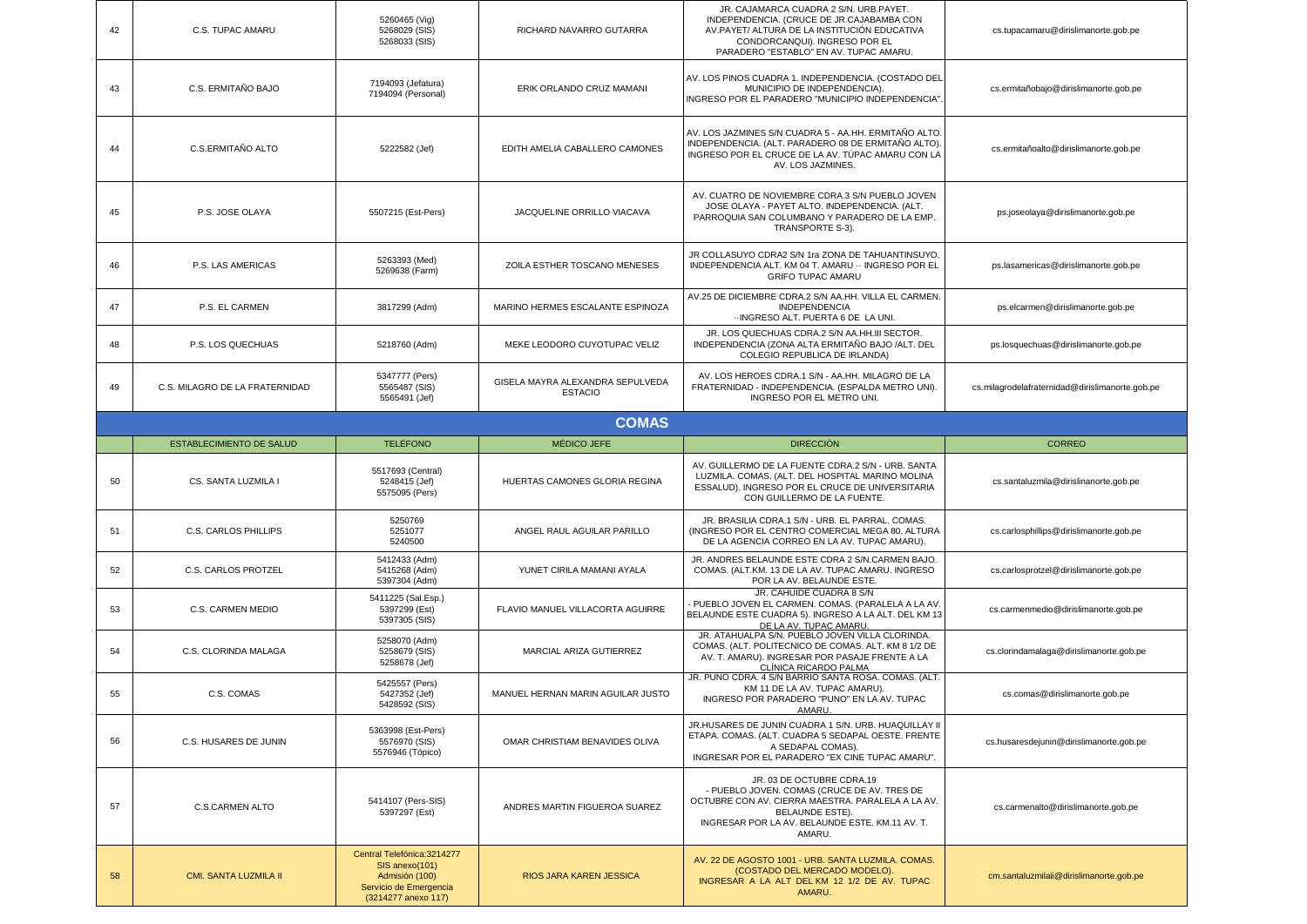| | | | | | |
|---|---|---|---|---|---|
| 42 | C.S. TUPAC AMARU | 5260465 (Vig)<br>5268029 (SIS)<br>5268033 (SIS) | RICHARD NAVARRO GUTARRA | JR. CAJAMARCA CUADRA 2 S/N. URB.PAYET. INDEPENDENCIA. (CRUCE DE JR.CAJABAMBA CON AV.PAYET/ ALTURA DE LA INSTITUCIÓN EDUCATIVA CONDORCANQUI). INGRESO POR EL PARADERO "ESTABLO" EN AV. TUPAC AMARU. | cs.tupacamaru@dirislimanorte.gob.pe |
| 43 | C.S. ERMITAÑO BAJO | 7194093 (Jefatura)<br>7194094 (Personal) | ERIK ORLANDO CRUZ MAMANI | AV. LOS PINOS CUADRA 1. INDEPENDENCIA. (COSTADO DEL MUNICIPIO DE INDEPENDENCIA). INGRESO POR EL PARADERO "MUNICIPIO INDEPENDENCIA". | cs.ermitañobajo@dirislimanorte.gob.pe |
| 44 | C.S.ERMITAÑO ALTO | 5222582 (Jef) | EDITH AMELIA CABALLERO CAMONES | AV. LOS JAZMINES S/N CUADRA 5 - AA.HH. ERMITAÑO ALTO. INDEPENDENCIA. (ALT. PARADERO 08 DE ERMITAÑO ALTO). INGRESO POR EL CRUCE DE LA AV. TÚPAC AMARU CON LA AV. LOS JAZMINES. | cs.ermitañoalto@dirislimanorte.gob.pe |
| 45 | P.S. JOSE OLAYA | 5507215 (Est-Pers) | JACQUELINE ORRILLO VIACAVA | AV. CUATRO DE NOVIEMBRE CDRA.3 S/N PUEBLO JOVEN JOSE OLAYA - PAYET ALTO. INDEPENDENCIA. (ALT. PARROQUIA SAN COLUMBANO Y PARADERO DE LA EMP. TRANSPORTE S-3). | ps.joseolaya@dirislimanorte.gob.pe |
| 46 | P.S. LAS AMERICAS | 5263393 (Med)<br>5269638 (Farm) | ZOILA ESTHER TOSCANO MENESES | JR COLLASUYO CDRA2 S/N 1ra ZONA DE TAHUANTINSUYO. INDEPENDENCIA ALT. KM 04 T. AMARU -- INGRESO POR EL GRIFO TUPAC AMARU | ps.lasamericas@dirislimanorte.gob.pe |
| 47 | P.S. EL CARMEN | 3817299 (Adm) | MARINO HERMES ESCALANTE ESPINOZA | AV.25 DE DICIEMBRE CDRA.2 S/N AA.HH. VILLA EL CARMEN. INDEPENDENCIA --INGRESO ALT. PUERTA 6 DE LA UNI. | ps.elcarmen@dirislimanorte.gob.pe |
| 48 | P.S. LOS QUECHUAS | 5218760 (Adm) | MEKE LEODORO CUYOTUPAC VELIZ | JR. LOS QUECHUAS CDRA.2 S/N AA.HH.III SECTOR. INDEPENDENCIA (ZONA ALTA ERMITAÑO BAJO /ALT. DEL COLEGIO REPUBLICA DE IRLANDA) | ps.losquechuas@dirislimanorte.gob.pe |
| 49 | C.S. MILAGRO DE LA FRATERNIDAD | 5347777 (Pers)<br>5565487 (SIS)<br>5565491 (Jef) | GISELA MAYRA ALEXANDRA SEPULVEDA ESTACIO | AV. LOS HEROES CDRA.1 S/N - AA.HH. MILAGRO DE LA FRATERNIDAD - INDEPENDENCIA. (ESPALDA METRO UNI). INGRESO POR EL METRO UNI. | cs.milagrodelafraternidad@dirislimanorte.gob.pe |

## COMAS

| | ESTABLECIMIENTO DE SALUD | TELÉFONO | MÉDICO JEFE | DIRECCIÓN | CORREO |
|---|---|---|---|---|---|
| 50 | CS. SANTA LUZMILA I | 5517693 (Central)<br>5248415 (Jef)<br>5575095 (Pers) | HUERTAS CAMONES GLORIA REGINA | AV. GUILLERMO DE LA FUENTE CDRA.2 S/N - URB. SANTA LUZMILA. COMAS. (ALT. DEL HOSPITAL MARINO MOLINA ESSALUD). INGRESO POR EL CRUCE DE UNIVERSITARIA CON GUILLERMO DE LA FUENTE. | cs.santaluzmila@dirislimanorte.gob.pe |
| 51 | C.S. CARLOS PHILLIPS | 5250769<br>5251077<br>5240500 | ANGEL RAUL AGUILAR PARILLO | JR. BRASILIA CDRA.1 S/N - URB. EL PARRAL. COMAS. (INGRESO POR EL CENTRO COMERCIAL MEGA 80, ALTURA DE LA AGENCIA CORREO EN LA AV. TUPAC AMARU). | cs.carlosphillips@dirislimanorte.gob.pe |
| 52 | C.S. CARLOS PROTZEL | 5412433 (Adm)<br>5415268 (Adm)<br>5397304 (Adm) | YUNET CIRILA MAMANI AYALA | JR. ANDRES BELAUNDE ESTE CDRA 2 S/N.CARMEN BAJO. COMAS. (ALT.KM. 13 DE LA AV. TUPAC AMARU. INGRESO POR LA AV. BELAUNDE ESTE. | cs.carlosprotzel@dirislimanorte.gob.pe |
| 53 | C.S. CARMEN MEDIO | 5411225 (Sal.Esp.)<br>5397299 (Est)<br>5397305 (SIS) | FLAVIO MANUEL VILLACORTA AGUIRRE | JR. CAHUIDE CUADRA 8 S/N - PUEBLO JOVEN EL CARMEN. COMAS. (PARALELA A LA AV. BELAUNDE ESTE CUADRA 5). INGRESO A LA ALT. DEL KM 13 DE LA AV. TUPAC AMARU. | cs.carmenmedio@dirislimanorte.gob.pe |
| 54 | C.S. CLORINDA MALAGA | 5258070 (Adm)<br>5258679 (SIS)<br>5258678 (Jef) | MARCIAL ARIZA GUTIERREZ | JR. ATAHUALPA S/N. PUEBLO JOVEN VILLA CLORINDA. COMAS. (ALT. POLITECNICO DE COMAS. ALT. KM 8 1/2 DE AV. T. AMARU). INGRESAR POR PASAJE FRENTE A LA CLÍNICA RICARDO PALMA | cs.clorindamalaga@dirislimanorte.gob.pe |
| 55 | C.S. COMAS | 5425557 (Pers)<br>5427352 (Jef)<br>5428592 (SIS) | MANUEL HERNAN MARIN AGUILAR JUSTO | JR. PUNO CDRA. 4 S/N BARRIO SANTA ROSA. COMAS. (ALT. KM 11 DE LA AV. TUPAC AMARU). INGRESO POR PARADERO "PUNO" EN LA AV. TUPAC AMARU. | cs.comas@dirislimanorte.gob.pe |
| 56 | C.S. HUSARES DE JUNIN | 5363998 (Est-Pers)<br>5576970 (SIS)<br>5576946 (Tópico) | OMAR CHRISTIAM BENAVIDES OLIVA | JR.HUSARES DE JUNIN CUADRA 1 S/N. URB. HUAQUILLAY II ETAPA. COMAS. (ALT. CUADRA 5 SEDAPAL OESTE. FRENTE A SEDAPAL COMAS). INGRESAR POR EL PARADERO "EX CINE TUPAC AMARU". | cs.husaresdejunin@dirislimanorte.gob.pe |
| 57 | C.S.CARMEN ALTO | 5414107 (Pers-SIS)<br>5397297 (Est) | ANDRES MARTIN FIGUEROA SUAREZ | JR. 03 DE OCTUBRE CDRA.19 - PUEBLO JOVEN. COMAS (CRUCE DE AV. TRES DE OCTUBRE CON AV. CIERRA MAESTRA. PARALELA A LA AV. BELAUNDE ESTE). INGRESAR POR LA AV. BELAUNDE ESTE. KM.11 AV. T. AMARU. | cs.carmenalto@dirislimanorte.gob.pe |
| 58 | CMI. SANTA LUZMILA II | Central Telefónica:3214277<br>SIS anexo(101)<br>Admisión (100)<br>Servicio de Emergencia (3214277 anexo 117) | RIOS JARA KAREN JESSICA | AV. 22 DE AGOSTO 1001 - URB. SANTA LUZMILA. COMAS. (COSTADO DEL MERCADO MODELO). INGRESAR A LA ALT DEL KM 12 1/2 DE AV. TUPAC AMARU. | cm.santaluzmilaii@dirislimanorte.gob.pe |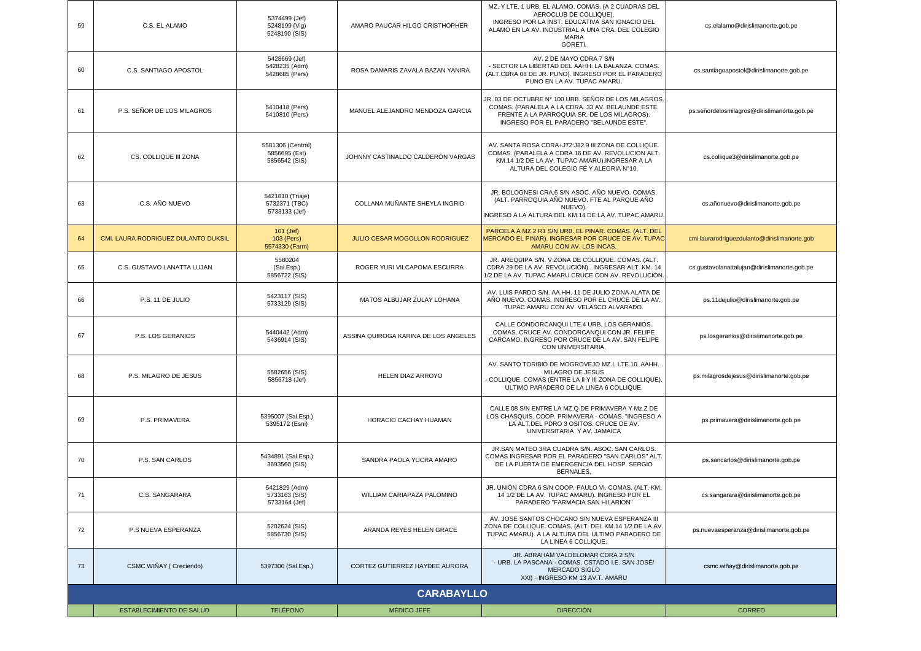| 59 | C.S. EL ALAMO | 5374499 (Jef) 5248199 (Vig) 5248190 (SIS) | AMARO PAUCAR HILGO CRISTHOPHER | MZ. Y LTE. 1 URB. EL ALAMO. COMAS. (A 2 CUADRAS DEL AEROCLUB DE COLLIQUE). INGRESO POR LA INST. EDUCATIVA SAN IGNACIO DEL ALAMO EN LA AV. INDUSTRIAL A UNA CRA. DEL COLEGIO MARIA GORETI. | cs.elalamo@dirislimanorte.gob.pe |
|---|---|---|---|---|---|
| 60 | C.S. SANTIAGO APOSTOL | 5428669 (Jef) 5428235 (Adm) 5428685 (Pers) | ROSA DAMARIS ZAVALA BAZAN YANIRA | AV. 2 DE MAYO CDRA 7 S/N - SECTOR LA LIBERTAD DEL AAHH. LA BALANZA. COMAS. (ALT.CDRA 08 DE JR. PUNO). INGRESO POR EL PARADERO PUNO EN LA AV. TUPAC AMARU. | cs.santiagoapostol@dirislimanorte.gob.pe |
| 61 | P.S. SEÑOR DE LOS MILAGROS | 5410418 (Pers) 5410810 (Pers) | MANUEL ALEJANDRO MENDOZA GARCIA | JR. 03 DE OCTUBRE N° 100 URB. SEÑOR DE LOS MILAGROS. COMAS. (PARALELA A LA CDRA. 33 AV. BELAUNDE ESTE. FRENTE A LA PARROQUIA SR. DE LOS MILAGROS). INGRESO POR EL PARADERO "BELAUNDE ESTE". | ps.señordelosmilagros@dirislimanorte.gob.pe |
| 62 | CS. COLLIQUE III ZONA | 5581306 (Central) 5856695 (Est) 5856542 (SIS) | JOHNNY CASTINALDO CALDERÓN VARGAS | AV. SANTA ROSA CDRA+J72:J82.9 III ZONA DE COLLIQUE. COMAS. (PARALELA A CDRA.16 DE AV. REVOLUCION ALT. KM.14 1/2 DE LA AV. TUPAC AMARU).INGRESAR A LA ALTURA DEL COLEGIO FÉ Y ALEGRIA N°10. | cs.collique3@dirislimanorte.gob.pe |
| 63 | C.S. AÑO NUEVO | 5421810 (Triaje) 5732371 (TBC) 5733133 (Jef) | COLLANA MUÑANTE SHEYLA INGRID | JR. BOLOGNESI CRA.6 S/N ASOC. AÑO NUEVO. COMAS. (ALT. PARROQUIA AÑO NUEVO. FTE AL PARQUE AÑO NUEVO). INGRESO A LA ALTURA DEL KM.14 DE LA AV. TUPAC AMARU. | cs.añonuevo@dirislimanorte.gob.pe |
| 64 | CMI. LAURA RODRIGUEZ DULANTO DUKSIL | 101 (Jef) 103 (Pers) 5574330 (Farm) | JULIO CESAR MOGOLLON RODRIGUEZ | PARCELA A MZ.2 R1 S/N URB. EL PINAR. COMAS. (ALT. DEL MERCADO EL PINAR). INGRESAR POR CRUCE DE AV. TUPAC AMARU CON AV. LOS INCAS. | cmi.laurarodriguezdulanto@dirislimanorte.gob |
| 65 | C.S. GUSTAVO LANATTA LUJAN | 5580204 (Sal.Esp.) 5856722 (SIS) | ROGER YURI VILCAPOMA ESCURRA | JR. AREQUIPA S/N. V ZONA DE COLLIQUE. COMAS. (ALT. CDRA 29 DE LA AV. REVOLUCIÓN) . INGRESAR ALT. KM. 14 1/2 DE LA AV. TUPAC AMARU CRUCE CON AV. REVOLUCIÓN. | cs.gustavolanattalujan@dirislimanorte.gob.pe |
| 66 | P.S. 11 DE JULIO | 5423117 (SIS) 5733129 (SIS) | MATOS ALBUJAR ZULAY LOHANA | AV. LUIS PARDO S/N. AA.HH. 11 DE JULIO ZONA ALATA DE AÑO NUEVO. COMAS. INGRESO POR EL CRUCE DE LA AV. TUPAC AMARU CON AV. VELASCO ALVARADO. | ps.11dejulio@dirislimanorte.gob.pe |
| 67 | P.S. LOS GERANIOS | 5440442 (Adm) 5436914 (SIS) | ASSINA QUIROGA KARINA DE LOS ANGELES | CALLE CONDORCANQUI LTE.4 URB. LOS GERANIOS. COMAS. CRUCE AV. CONDORCANQUI CON JR. FELIPE CARCAMO. INGRESO POR CRUCE DE LA AV. SAN FELIPE CON UNIVERSITARIA. | ps.losgeranios@dirislimanorte.gob.pe |
| 68 | P.S. MILAGRO DE JESUS | 5582656 (SIS) 5856718 (Jef) | HELEN DIAZ ARROYO | AV. SANTO TORIBIO DE MOGROVEJO MZ.L LTE.10. AAHH. MILAGRO DE JESUS - COLLIQUE. COMAS (ENTRE LA II Y III ZONA DE COLLIQUE). ULTIMO PARADERO DE LA LINEA 6 COLLIQUE. | ps.milagrosdejesus@dirislimanorte.gob.pe |
| 69 | P.S. PRIMAVERA | 5395007 (Sal.Esp.) 5395172 (Esni) | HORACIO CACHAY HUAMAN | CALLE 08 S/N ENTRE LA MZ.Q DE PRIMAVERA Y Mz.Z DE LOS CHASQUIS. COOP. PRIMAVERA - COMAS. "INGRESO A LA ALT.DEL PDRO 3 OSITOS. CRUCE DE AV. UNIVERSITARIA Y AV. JAMAICA | ps.primavera@dirislimanorte.gob.pe |
| 70 | P.S. SAN CARLOS | 5434891 (Sal.Esp.) 3693560 (SIS) | SANDRA PAOLA YUCRA AMARO | JR.SAN MATEO 3RA CUADRA S/N. ASOC. SAN CARLOS. COMAS INGRESAR POR EL PARADERO "SAN CARLOS" ALT. DE LA PUERTA DE EMERGENCIA DEL HOSP. SERGIO BERNALES. | ps.sancarlos@dirislimanorte.gob.pe |
| 71 | C.S. SANGARARA | 5421829 (Adm) 5733163 (SIS) 5733164 (Jef) | WILLIAM CARIAPAZA PALOMINO | JR. UNIÓN CDRA.6 S/N COOP. PAULO VI. COMAS. (ALT. KM. 14 1/2 DE LA AV. TUPAC AMARU). INGRESO POR EL PARADERO "FARMACIA SAN HILARION" | cs.sangarara@dirislimanorte.gob.pe |
| 72 | P.S NUEVA ESPERANZA | 5202624 (SIS) 5856730 (SIS) | ARANDA REYES HELEN GRACE | AV. JOSE SANTOS CHOCANO S/N NUEVA ESPERANZA III ZONA DE COLLIQUE. COMAS. (ALT. DEL KM.14 1/2 DE LA AV. TUPAC AMARU). A LA ALTURA DEL ULTIMO PARADERO DE LA LINEA 6 COLLIQUE. | ps.nuevaesperanza@dirislimanorte.gob.pe |
| 73 | CSMC WIÑAY ( Creciendo) | 5397300 (Sal.Esp.) | CORTEZ GUTIERREZ HAYDEE AURORA | JR. ABRAHAM VALDELOMAR CDRA 2 S/N - URB. LA PASCANA - COMAS. CSTADO I.E. SAN JOSÉ/ MERCADO SIGLO XXI) ··INGRESO KM 13 AV.T. AMARU | csmc.wiñay@dirislimanorte.gob.pe |

## CARABAYLLO

| | ESTABLECIMIENTO DE SALUD | TELÉFONO | MÉDICO JEFE | DIRECCIÓN | CORREO |
|---|---|---|---|---|---|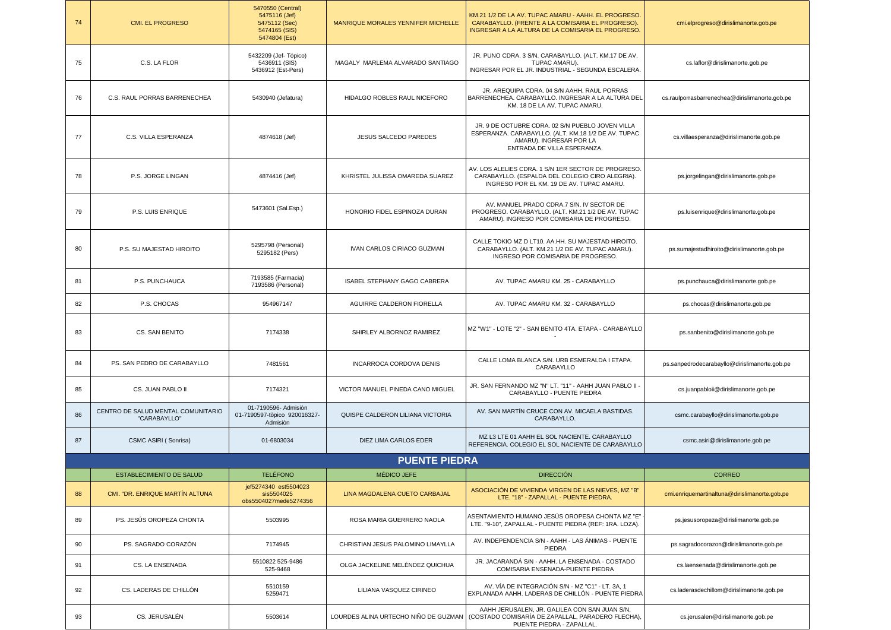| | | | | | |
|---|---|---|---|---|---|
| 74 | CMI. EL PROGRESO | 5470550 (Central) 5475116 (Jef) 5475112 (Sec) 5474165 (SIS) 5474804 (Est) | MANRIQUE MORALES YENNIFER MICHELLE | KM.21 1/2 DE LA AV. TUPAC AMARU - AAHH. EL PROGRESO. CARABAYLLO. (FRENTE A LA COMISARIA EL PROGRESO). INGRESAR A LA ALTURA DE LA COMISARIA EL PROGRESO. | cmi.elprogreso@dirislimanorte.gob.pe |
| 75 | C.S. LA FLOR | 5432209 (Jef- Tópico) 5436911 (SIS) 5436912 (Est-Pers) | MAGALY MARLEMA ALVARADO SANTIAGO | JR. PUNO CDRA. 3 S/N. CARABAYLLO. (ALT. KM.17 DE AV. TUPAC AMARU). INGRESAR POR EL JR. INDUSTRIAL - SEGUNDA ESCALERA. | cs.laflor@dirislimanorte.gob.pe |
| 76 | C.S. RAUL PORRAS BARRENECHEA | 5430940 (Jefatura) | HIDALGO ROBLES RAUL NICEFORO | JR. AREQUIPA CDRA. 04 S/N AAHH. RAUL PORRAS BARRENECHEA. CARABAYLLO. INGRESAR A LA ALTURA DEL KM. 18 DE LA AV. TUPAC AMARU. | cs.raulporrasbarrenechea@dirislimanorte.gob.pe |
| 77 | C.S. VILLA ESPERANZA | 4874618 (Jef) | JESUS SALCEDO PAREDES | JR. 9 DE OCTUBRE CDRA. 02 S/N PUEBLO JOVEN VILLA ESPERANZA. CARABAYLLO. (ALT. KM.18 1/2 DE AV. TUPAC AMARU). INGRESAR POR LA ENTRADA DE VILLA ESPERANZA. | cs.villaesperanza@dirislimanorte.gob.pe |
| 78 | P.S. JORGE LINGAN | 4874416 (Jef) | KHRISTEL JULISSA OMAREDA SUAREZ | AV. LOS ALELIES CDRA. 1 S/N 1ER SECTOR DE PROGRESO. CARABAYLLO. (ESPALDA DEL COLEGIO CIRO ALEGRIA). INGRESO POR EL KM. 19 DE AV. TUPAC AMARU. | ps.jorgelingan@dirislimanorte.gob.pe |
| 79 | P.S. LUIS ENRIQUE | 5473601 (Sal.Esp.) | HONORIO FIDEL ESPINOZA DURAN | AV. MANUEL PRADO CDRA.7 S/N. IV SECTOR DE PROGRESO. CARABAYLLO. (ALT. KM.21 1/2 DE AV. TUPAC AMARU). INGRESO POR COMISARIA DE PROGRESO. | ps.luisenrique@dirislimanorte.gob.pe |
| 80 | P.S. SU MAJESTAD HIROITO | 5295798 (Personal) 5295182 (Pers) | IVAN CARLOS CIRIACO GUZMAN | CALLE TOKIO MZ D LT10. AA.HH. SU MAJESTAD HIROITO. CARABAYLLO. (ALT. KM.21 1/2 DE AV. TUPAC AMARU). INGRESO POR COMISARIA DE PROGRESO. | ps.sumajestadhiroito@dirislimanorte.gob.pe |
| 81 | P.S. PUNCHAUCA | 7193585 (Farmacia) 7193586 (Personal) | ISABEL STEPHANY GAGO CABRERA | AV. TUPAC AMARU KM. 25 - CARABAYLLO | ps.punchauca@dirislimanorte.gob.pe |
| 82 | P.S. CHOCAS | 954967147 | AGUIRRE CALDERON FIORELLA | AV. TUPAC AMARU KM. 32 - CARABAYLLO | ps.chocas@dirislimanorte.gob.pe |
| 83 | CS. SAN BENITO | 7174338 | SHIRLEY ALBORNOZ RAMIREZ | MZ "W1" - LOTE "2" - SAN BENITO 4TA. ETAPA - CARABAYLLO - | ps.sanbenito@dirislimanorte.gob.pe |
| 84 | PS. SAN PEDRO DE CARABAYLLO | 7481561 | INCARROCA CORDOVA DENIS | CALLE LOMA BLANCA S/N. URB ESMERALDA I ETAPA. CARABAYLLO | ps.sanpedrodecarabayllo@dirislimanorte.gob.pe |
| 85 | CS. JUAN PABLO II | 7174321 | VICTOR MANUEL PINEDA CANO MIGUEL | JR. SAN FERNANDO MZ "N" LT. "11" - AAHH JUAN PABLO II - CARABAYLLO - PUENTE PIEDRA | cs.juanpabloii@dirislimanorte.gob.pe |
| 86 | CENTRO DE SALUD MENTAL COMUNITARIO "CARABAYLLO" | 01-7190596- Admisiòn 01-7190597-tòpico 920016327-Admisiòn | QUISPE CALDERON LILIANA VICTORIA | AV. SAN MARTÍN CRUCE CON AV. MICAELA BASTIDAS. CARABAYLLO. | csmc.carabayllo@dirislimanorte.gob.pe |
| 87 | CSMC ASIRI ( Sonrisa) | 01-6803034 | DIEZ LIMA CARLOS EDER | MZ L3 LTE 01 AAHH EL SOL NACIENTE. CARABAYLLO REFERENCIA. COLEGIO EL SOL NACIENTE DE CARABAYLLO | csmc.asiri@dirislimanorte.gob.pe |

## PUENTE PIEDRA

| | ESTABLECIMIENTO DE SALUD | TELÉFONO | MÉDICO JEFE | DIRECCIÓN | CORREO |
|---|---|---|---|---|---|
| 88 | CMI. "DR. ENRIQUE MARTÍN ALTUNA | jef5274340 est5504023 sis5504025 obs5504027mede5274356 | LINA MAGDALENA CUETO CARBAJAL | ASOCIACIÓN DE VIVIENDA VIRGEN DE LAS NIEVES, MZ "B" LTE. "18" - ZAPALLAL - PUENTE PIEDRA. | cmi.enriquemartinaltuna@dirislimanorte.gob.pe |
| 89 | PS. JESÚS OROPEZA CHONTA | 5503995 | ROSA MARIA GUERRERO NAOLA | ASENTAMIENTO HUMANO JESÚS OROPESA CHONTA MZ "E" - LTE. "9-10", ZAPALLAL - PUENTE PIEDRA (REF: 1RA. LOZA). | ps.jesusoropeza@dirislimanorte.gob.pe |
| 90 | PS. SAGRADO CORAZÓN | 7174945 | CHRISTIAN JESUS PALOMINO LIMAYLLA | AV. INDEPENDENCIA S/N - AAHH - LAS ÁNIMAS - PUENTE PIEDRA | ps.sagradocorazon@dirislimanorte.gob.pe |
| 91 | CS. LA ENSENADA | 5510822 525-9486 525-9468 | OLGA JACKELINE MELÉNDEZ QUICHUA | JR. JACARANDÁ S/N - AAHH. LA ENSENADA - COSTADO COMISARIA ENSENADA-PUENTE PIEDRA | cs.laensenada@dirislimanorte.gob.pe |
| 92 | CS. LADERAS DE CHILLÓN | 5510159 5259471 | LILIANA VASQUEZ CIRINEO | AV. VÍA DE INTEGRACIÓN S/N - MZ "C1" - LT. 3A, 1 EXPLANADA AAHH. LADERAS DE CHILLÓN - PUENTE PIEDRA | cs.laderasdechillom@dirislimanorte.gob.pe |
| 93 | CS. JERUSALÉN | 5503614 | LOURDES ALINA URTECHO NIÑO DE GUZMAN | AAHH JERUSALEN, JR. GALILEA CON SAN JUAN S/N, (COSTADO COMISARÍA DE ZAPALLAL, PARADERO FLECHA), PUENTE PIEDRA - ZAPALLAL. | cs.jerusalen@dirislimanorte.gob.pe |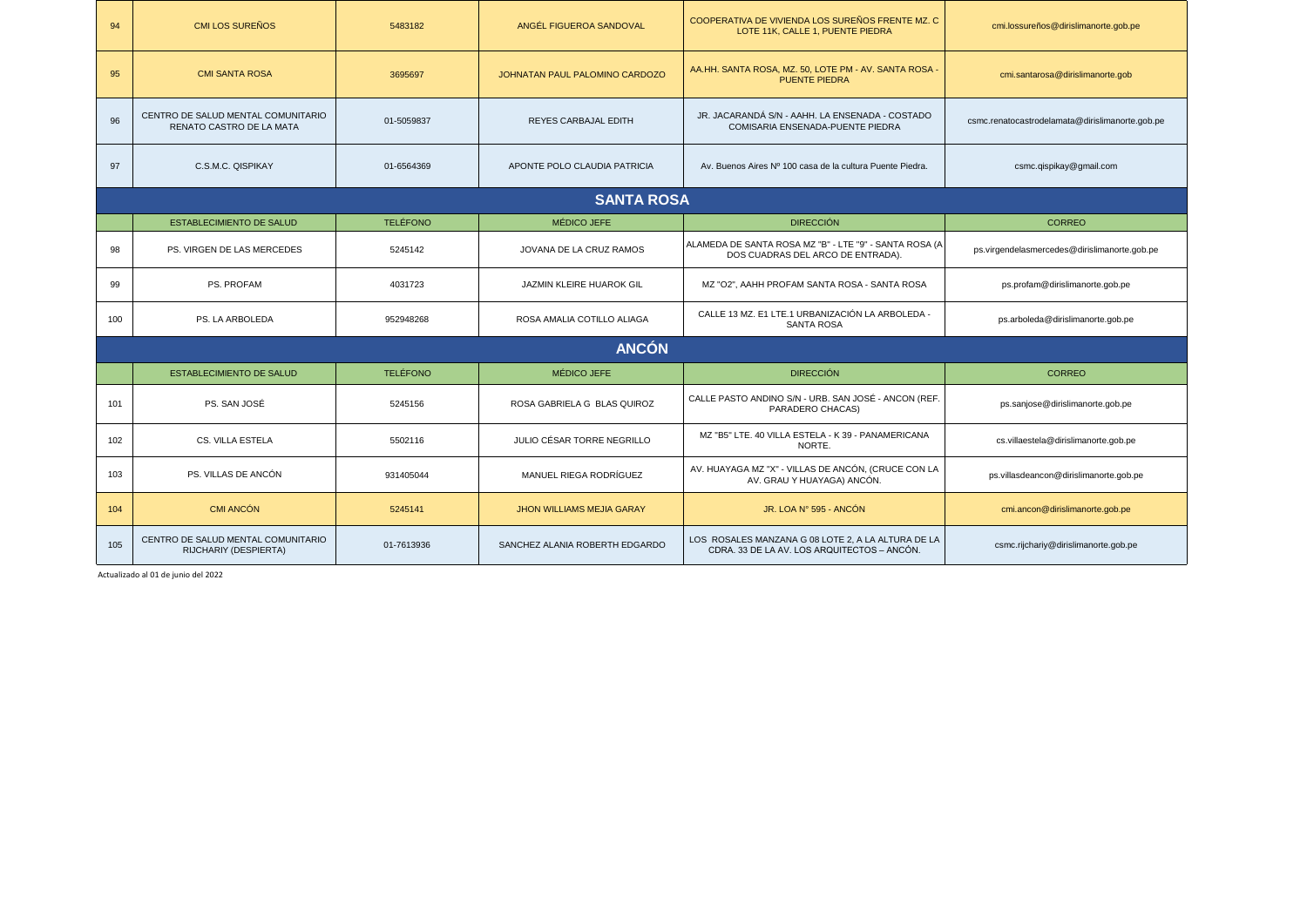| | | | | | |
|---|---|---|---|---|---|
| 94 | CMI LOS SUREÑOS | 5483182 | ANGÉL FIGUEROA SANDOVAL | COOPERATIVA DE VIVIENDA LOS SUREÑOS FRENTE MZ. C LOTE 11K, CALLE 1, PUENTE PIEDRA | cmi.lossureños@dirislimanorte.gob.pe |
| 95 | CMI SANTA ROSA | 3695697 | JOHNATAN PAUL PALOMINO CARDOZO | AA.HH. SANTA ROSA, MZ. 50, LOTE PM - AV. SANTA ROSA - PUENTE PIEDRA | cmi.santarosa@dirislimanorte.gob |
| 96 | CENTRO DE SALUD MENTAL COMUNITARIO RENATO CASTRO DE LA MATA | 01-5059837 | REYES CARBAJAL EDITH | JR. JACARANDÁ S/N - AAHH. LA ENSENADA - COSTADO COMISARIA ENSENADA-PUENTE PIEDRA | csmc.renatocastrodelamata@dirislimanorte.gob.pe |
| 97 | C.S.M.C. QISPIKAY | 01-6564369 | APONTE POLO CLAUDIA PATRICIA | Av. Buenos Aires Nº 100 casa de la cultura Puente Piedra. | csmc.qispikay@gmail.com |

## SANTA ROSA

| | ESTABLECIMIENTO DE SALUD | TELÉFONO | MÉDICO JEFE | DIRECCIÓN | CORREO |
|---|---|---|---|---|---|
| 98 | PS. VIRGEN DE LAS MERCEDES | 5245142 | JOVANA DE LA CRUZ RAMOS | ALAMEDA DE SANTA ROSA MZ "B" - LTE "9" - SANTA ROSA (A DOS CUADRAS DEL ARCO DE ENTRADA). | ps.virgendelasmercedes@dirislimanorte.gob.pe |
| 99 | PS. PROFAM | 4031723 | JAZMIN KLEIRE HUAROK GIL | MZ "O2", AAHH PROFAM SANTA ROSA - SANTA ROSA | ps.profam@dirislimanorte.gob.pe |
| 100 | PS. LA ARBOLEDA | 952948268 | ROSA AMALIA COTILLO ALIAGA | CALLE 13 MZ. E1 LTE.1 URBANIZACIÓN LA ARBOLEDA - SANTA ROSA | ps.arboleda@dirislimanorte.gob.pe |

## ANCÓN

| | ESTABLECIMIENTO DE SALUD | TELÉFONO | MÉDICO JEFE | DIRECCIÓN | CORREO |
|---|---|---|---|---|---|
| 101 | PS. SAN JOSÉ | 5245156 | ROSA GABRIELA G BLAS QUIROZ | CALLE PASTO ANDINO S/N - URB. SAN JOSÉ - ANCON (REF. PARADERO CHACAS) | ps.sanjose@dirislimanorte.gob.pe |
| 102 | CS. VILLA ESTELA | 5502116 | JULIO CÉSAR TORRE NEGRILLO | MZ "B5" LTE. 40 VILLA ESTELA - K 39 - PANAMERICANA NORTE. | cs.villaestela@dirislimanorte.gob.pe |
| 103 | PS. VILLAS DE ANCÓN | 931405044 | MANUEL RIEGA RODRÍGUEZ | AV. HUAYAGA MZ "X" - VILLAS DE ANCÓN, (CRUCE CON LA AV. GRAU Y HUAYAGA) ANCÓN. | ps.villasdeancon@dirislimanorte.gob.pe |
| 104 | CMI ANCÓN | 5245141 | JHON WILLIAMS MEJIA GARAY | JR. LOA N° 595 - ANCÓN | cmi.ancon@dirislimanorte.gob.pe |
| 105 | CENTRO DE SALUD MENTAL COMUNITARIO RIJCHARIY (DESPIERTA) | 01-7613936 | SANCHEZ ALANIA ROBERTH EDGARDO | LOS ROSALES MANZANA G 08 LOTE 2, A LA ALTURA DE LA CDRA. 33 DE LA AV. LOS ARQUITECTOS – ANCÓN. | csmc.rijchariy@dirislimanorte.gob.pe |

Actualizado al 01 de junio del 2022